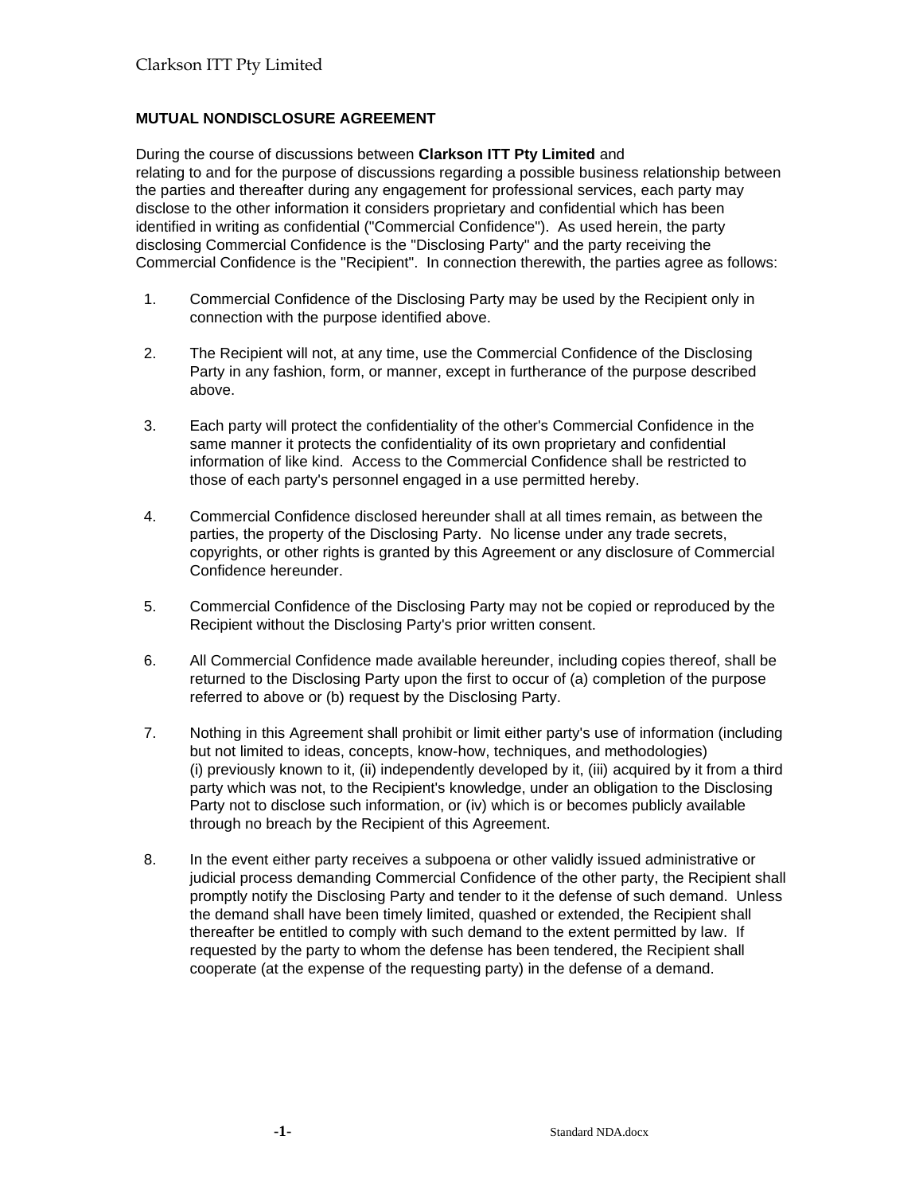Clarkson ITT Pty Limited

**MUTUAL NONDISCLOSURE AGREEMENT**

During the course of discussions between **Clarkson ITT Pty Limited** and relating to and for the purpose of discussions regarding a possible business relationship between the parties and thereafter during any engagement for professional services, each party may disclose to the other information it considers proprietary and confidential which has been identified in writing as confidential ("Commercial Confidence"). As used herein, the party disclosing Commercial Confidence is the "Disclosing Party" and the party receiving the Commercial Confidence is the "Recipient". In connection therewith, the parties agree as follows:

1. Commercial Confidence of the Disclosing Party may be used by the Recipient only in connection with the purpose identified above.

2. The Recipient will not, at any time, use the Commercial Confidence of the Disclosing Party in any fashion, form, or manner, except in furtherance of the purpose described above.

3. Each party will protect the confidentiality of the other's Commercial Confidence in the same manner it protects the confidentiality of its own proprietary and confidential information of like kind. Access to the Commercial Confidence shall be restricted to those of each party's personnel engaged in a use permitted hereby.

4. Commercial Confidence disclosed hereunder shall at all times remain, as between the parties, the property of the Disclosing Party. No license under any trade secrets, copyrights, or other rights is granted by this Agreement or any disclosure of Commercial Confidence hereunder.

5. Commercial Confidence of the Disclosing Party may not be copied or reproduced by the Recipient without the Disclosing Party's prior written consent.

6. All Commercial Confidence made available hereunder, including copies thereof, shall be returned to the Disclosing Party upon the first to occur of (a) completion of the purpose referred to above or (b) request by the Disclosing Party.

7. Nothing in this Agreement shall prohibit or limit either party's use of information (including but not limited to ideas, concepts, know-how, techniques, and methodologies) (i) previously known to it, (ii) independently developed by it, (iii) acquired by it from a third party which was not, to the Recipient's knowledge, under an obligation to the Disclosing Party not to disclose such information, or (iv) which is or becomes publicly available through no breach by the Recipient of this Agreement.

8. In the event either party receives a subpoena or other validly issued administrative or judicial process demanding Commercial Confidence of the other party, the Recipient shall promptly notify the Disclosing Party and tender to it the defense of such demand. Unless the demand shall have been timely limited, quashed or extended, the Recipient shall thereafter be entitled to comply with such demand to the extent permitted by law. If requested by the party to whom the defense has been tendered, the Recipient shall cooperate (at the expense of the requesting party) in the defense of a demand.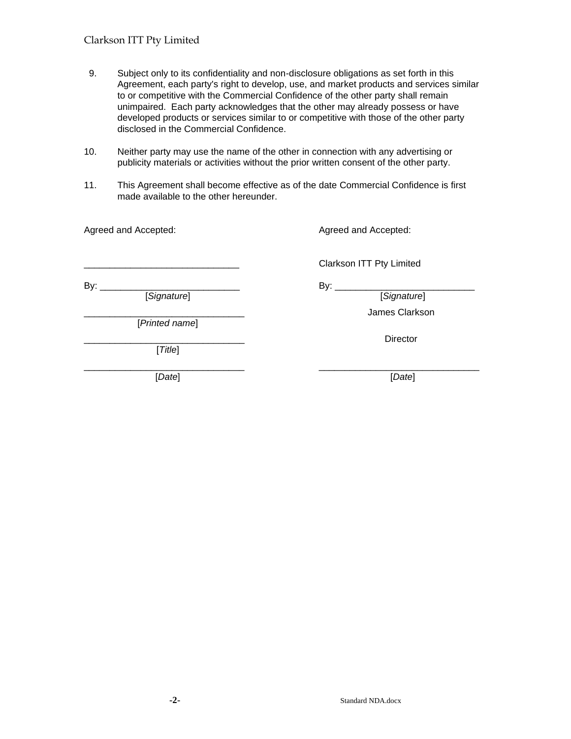9. Subject only to its confidentiality and non-disclosure obligations as set forth in this Agreement, each party's right to develop, use, and market products and services similar to or competitive with the Commercial Confidence of the other party shall remain unimpaired. Each party acknowledges that the other may already possess or have developed products or services similar to or competitive with those of the other party disclosed in the Commercial Confidence.

10. Neither party may use the name of the other in connection with any advertising or publicity materials or activities without the prior written consent of the other party.

11. This Agreement shall become effective as of the date Commercial Confidence is first made available to the other hereunder.

| | |
|---|---|
| Agreed and Accepted: | Agreed and Accepted: |
| ______________________________ | Clarkson ITT Pty Limited |
| By: ___________________________ | By: ___________________________ |
| [*Signature*] | [*Signature*] |
| _______________________________ | James Clarkson |
| [*Printed name*] | |
| _______________________________ | Director |
| [*Title*] | |
| _______________________________ | _______________________________ |
| [*Date*] | [*Date*] |